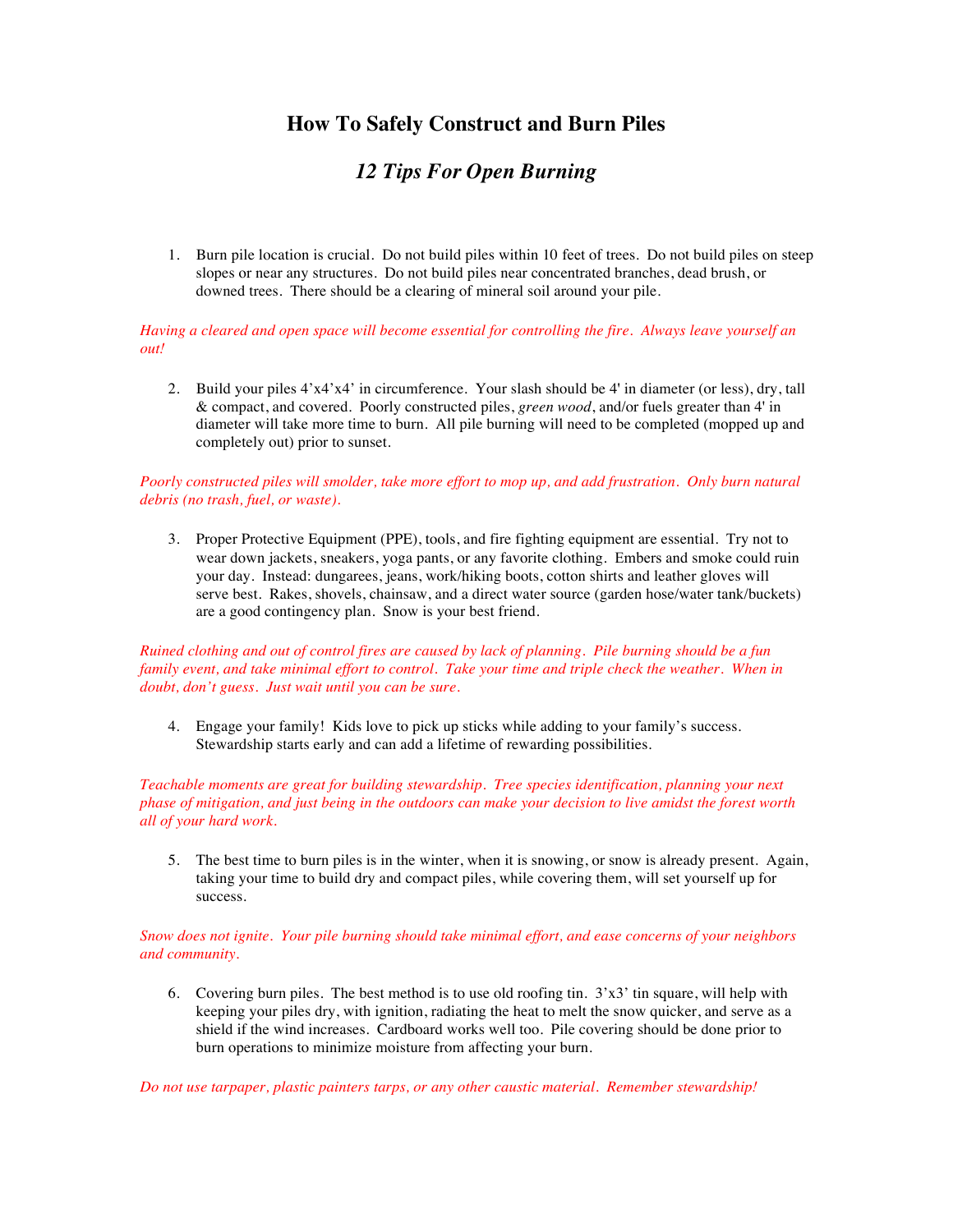# How To Safely Construct and Burn Piles

## *12 Tips For Open Burning*

1. Burn pile location is crucial. Do not build piles within 10 feet of trees. Do not build piles on steep slopes or near any structures. Do not build piles near concentrated branches, dead brush, or downed trees. There should be a clearing of mineral soil around your pile.

*Having a cleared and open space will become essential for controlling the fire. Always leave yourself an out!*

2. Build your piles 4'x4'x4' in circumference. Your slash should be 4' in diameter (or less), dry, tall & compact, and covered. Poorly constructed piles, *green wood*, and/or fuels greater than 4' in diameter will take more time to burn. All pile burning will need to be completed (mopped up and completely out) prior to sunset.

*Poorly constructed piles will smolder, take more effort to mop up, and add frustration. Only burn natural debris (no trash, fuel, or waste).*

3. Proper Protective Equipment (PPE), tools, and fire fighting equipment are essential. Try not to wear down jackets, sneakers, yoga pants, or any favorite clothing. Embers and smoke could ruin your day. Instead: dungarees, jeans, work/hiking boots, cotton shirts and leather gloves will serve best. Rakes, shovels, chainsaw, and a direct water source (garden hose/water tank/buckets) are a good contingency plan. Snow is your best friend.

*Ruined clothing and out of control fires are caused by lack of planning. Pile burning should be a fun family event, and take minimal effort to control. Take your time and triple check the weather. When in doubt, don't guess. Just wait until you can be sure.*

4. Engage your family! Kids love to pick up sticks while adding to your family's success. Stewardship starts early and can add a lifetime of rewarding possibilities.

*Teachable moments are great for building stewardship. Tree species identification, planning your next phase of mitigation, and just being in the outdoors can make your decision to live amidst the forest worth all of your hard work.*

5. The best time to burn piles is in the winter, when it is snowing, or snow is already present. Again, taking your time to build dry and compact piles, while covering them, will set yourself up for success.

*Snow does not ignite. Your pile burning should take minimal effort, and ease concerns of your neighbors and community.*

6. Covering burn piles. The best method is to use old roofing tin. 3'x3' tin square, will help with keeping your piles dry, with ignition, radiating the heat to melt the snow quicker, and serve as a shield if the wind increases. Cardboard works well too. Pile covering should be done prior to burn operations to minimize moisture from affecting your burn.

*Do not use tarpaper, plastic painters tarps, or any other caustic material. Remember stewardship!*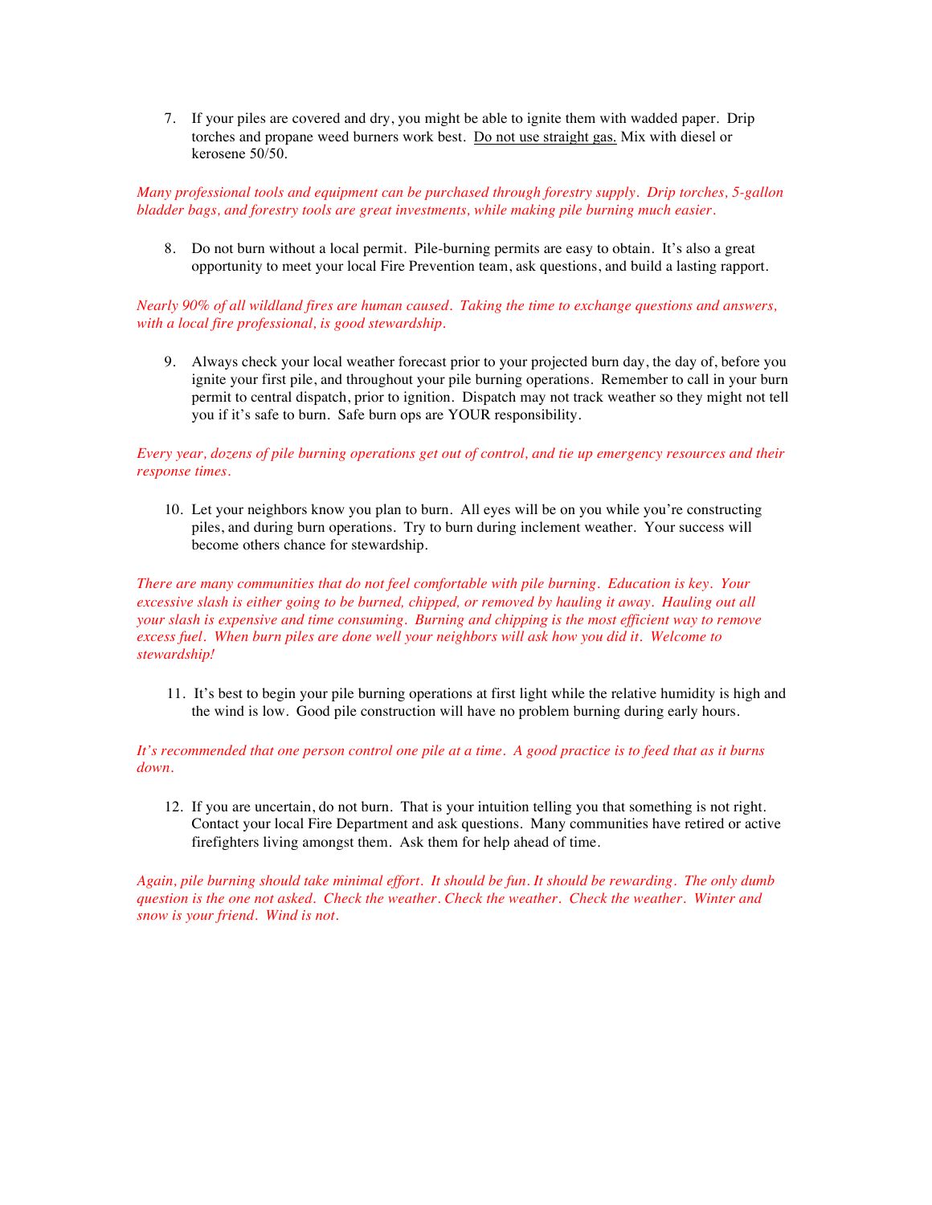7. If your piles are covered and dry, you might be able to ignite them with wadded paper. Drip torches and propane weed burners work best. <u>Do not use straight gas.</u> Mix with diesel or kerosene 50/50.

*Many professional tools and equipment can be purchased through forestry supply. Drip torches, 5-gallon bladder bags, and forestry tools are great investments, while making pile burning much easier.*

8. Do not burn without a local permit. Pile-burning permits are easy to obtain. It's also a great opportunity to meet your local Fire Prevention team, ask questions, and build a lasting rapport.

*Nearly 90% of all wildland fires are human caused. Taking the time to exchange questions and answers, with a local fire professional, is good stewardship.*

9. Always check your local weather forecast prior to your projected burn day, the day of, before you ignite your first pile, and throughout your pile burning operations. Remember to call in your burn permit to central dispatch, prior to ignition. Dispatch may not track weather so they might not tell you if it's safe to burn. Safe burn ops are YOUR responsibility.

*Every year, dozens of pile burning operations get out of control, and tie up emergency resources and their response times.*

10. Let your neighbors know you plan to burn. All eyes will be on you while you're constructing piles, and during burn operations. Try to burn during inclement weather. Your success will become others chance for stewardship.

*There are many communities that do not feel comfortable with pile burning. Education is key. Your excessive slash is either going to be burned, chipped, or removed by hauling it away. Hauling out all your slash is expensive and time consuming. Burning and chipping is the most efficient way to remove excess fuel. When burn piles are done well your neighbors will ask how you did it. Welcome to stewardship!*

11. It's best to begin your pile burning operations at first light while the relative humidity is high and the wind is low. Good pile construction will have no problem burning during early hours.

*It's recommended that one person control one pile at a time. A good practice is to feed that as it burns down.*

12. If you are uncertain, do not burn. That is your intuition telling you that something is not right. Contact your local Fire Department and ask questions. Many communities have retired or active firefighters living amongst them. Ask them for help ahead of time.

*Again, pile burning should take minimal effort. It should be fun. It should be rewarding. The only dumb question is the one not asked. Check the weather. Check the weather. Check the weather. Winter and snow is your friend. Wind is not.*